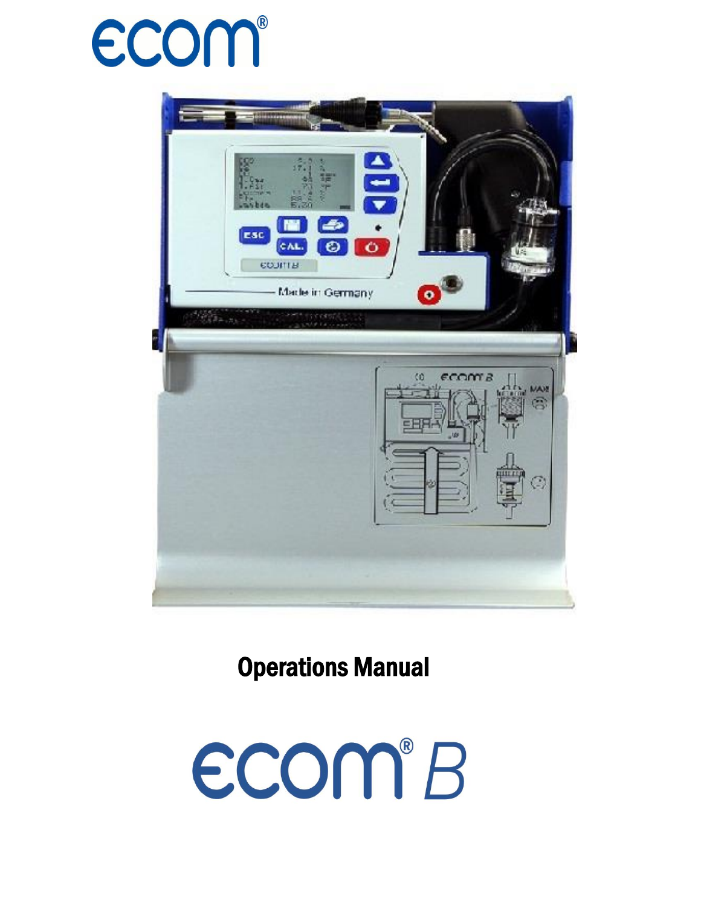ecom®

Operations Manual

ecom® B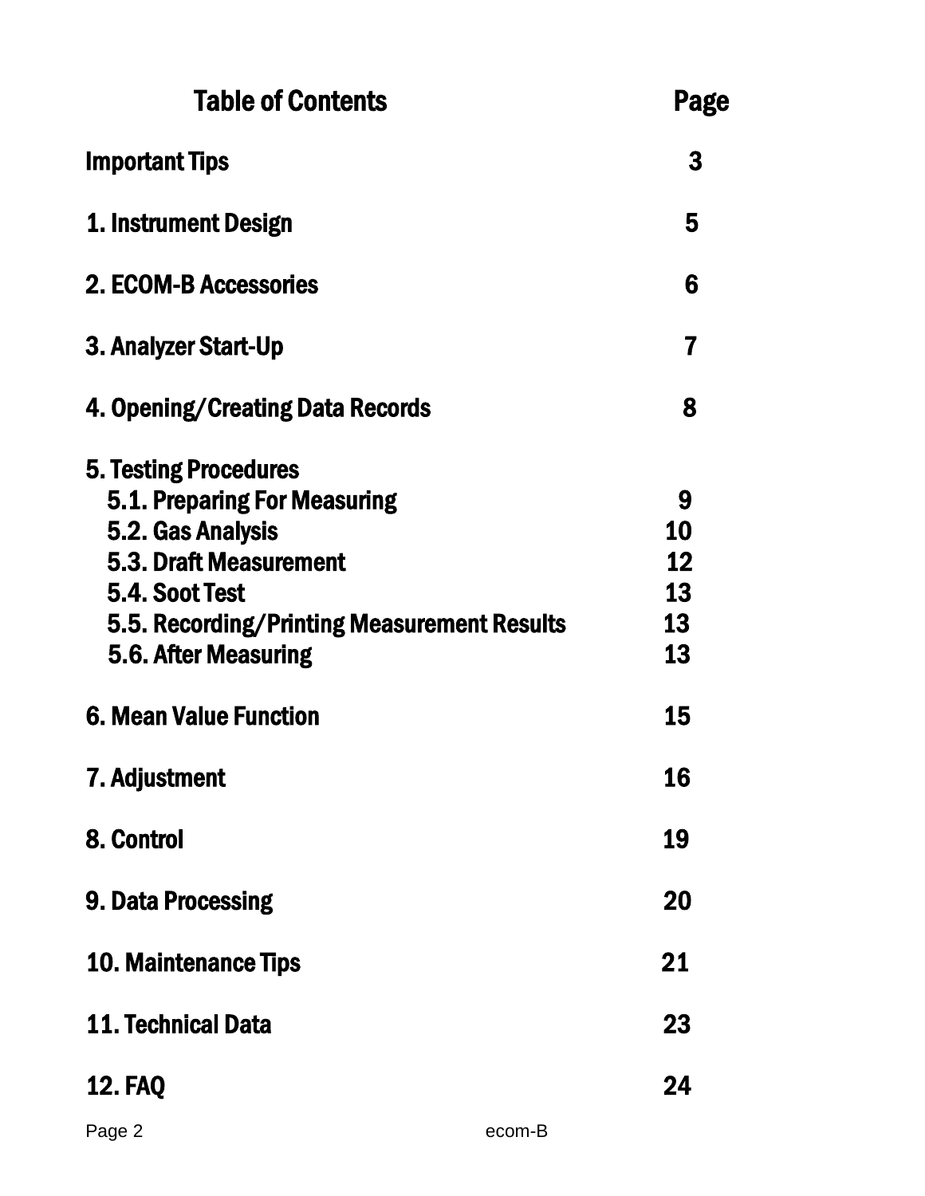# Table of Contents

| Table of Contents | Page |
|---|---|
| Important Tips | 3 |
| 1. Instrument Design | 5 |
| 2. ECOM-B Accessories | 6 |
| 3. Analyzer Start-Up | 7 |
| 4. Opening/Creating Data Records | 8 |
| 5. Testing Procedures | |
| 5.1. Preparing For Measuring | 9 |
| 5.2. Gas Analysis | 10 |
| 5.3. Draft Measurement | 12 |
| 5.4. Soot Test | 13 |
| 5.5. Recording/Printing Measurement Results | 13 |
| 5.6. After Measuring | 13 |
| 6. Mean Value Function | 15 |
| 7. Adjustment | 16 |
| 8. Control | 19 |
| 9. Data Processing | 20 |
| 10. Maintenance Tips | 21 |
| 11. Technical Data | 23 |
| 12. FAQ | 24 |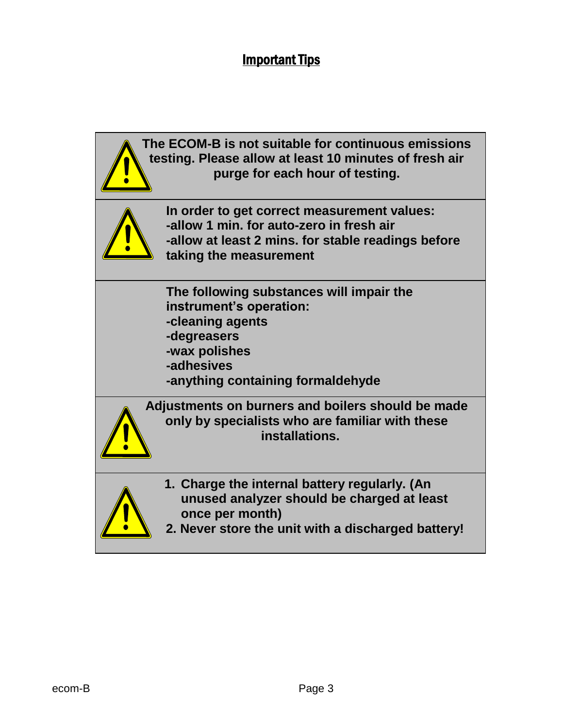## Important Tips

**The ECOM-B is not suitable for continuous emissions testing. Please allow at least 10 minutes of fresh air purge for each hour of testing.**

**In order to get correct measurement values:**
**-allow 1 min. for auto-zero in fresh air**
**-allow at least 2 mins. for stable readings before taking the measurement**

**The following substances will impair the instrument's operation:**
**-cleaning agents**
**-degreasers**
**-wax polishes**
**-adhesives**
**-anything containing formaldehyde**

**Adjustments on burners and boilers should be made only by specialists who are familiar with these installations.**

1. **Charge the internal battery regularly. (An unused analyzer should be charged at least once per month)**
2. **Never store the unit with a discharged battery!**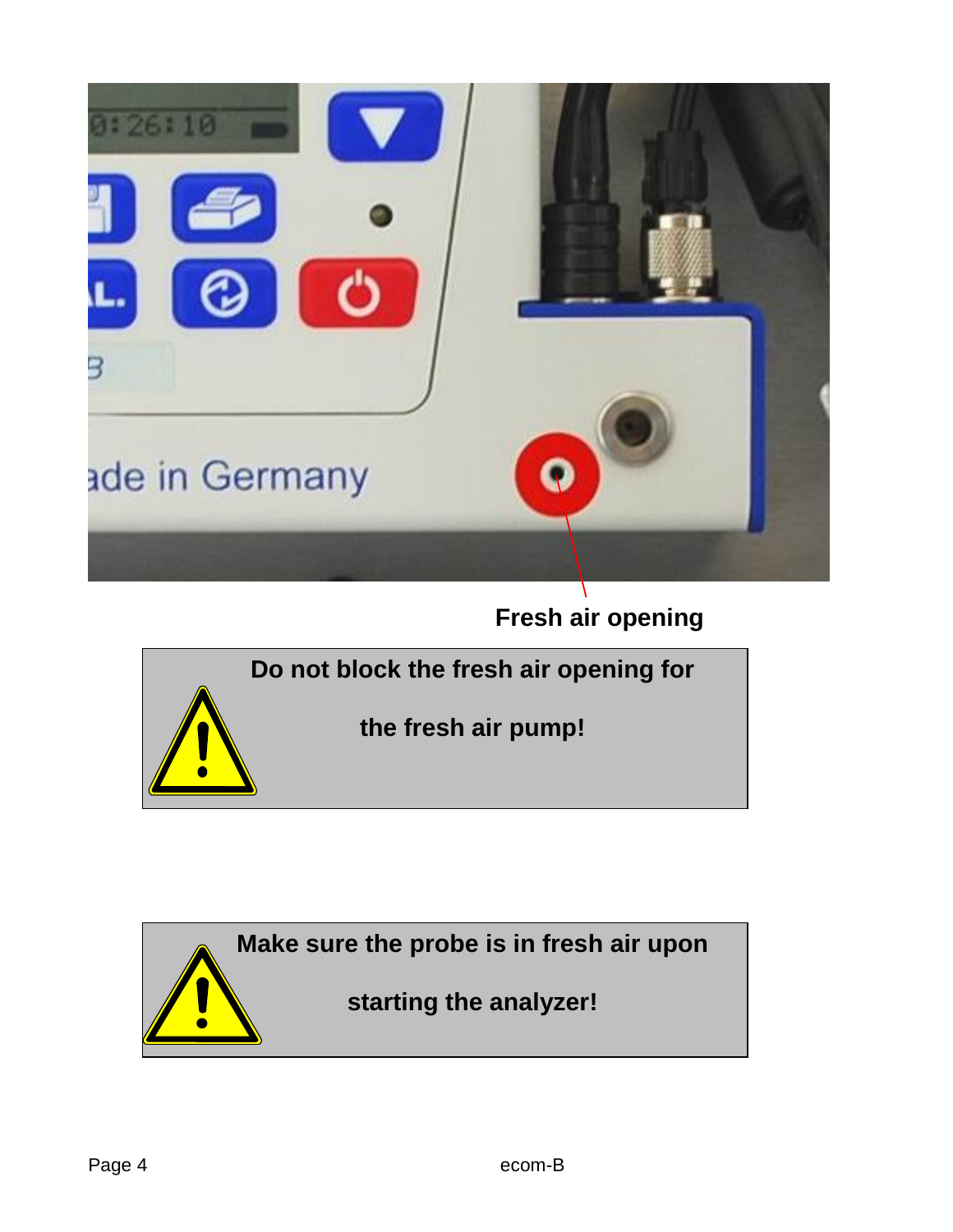Fresh air opening

**Do not block the fresh air opening for the fresh air pump!**

**Make sure the probe is in fresh air upon starting the analyzer!**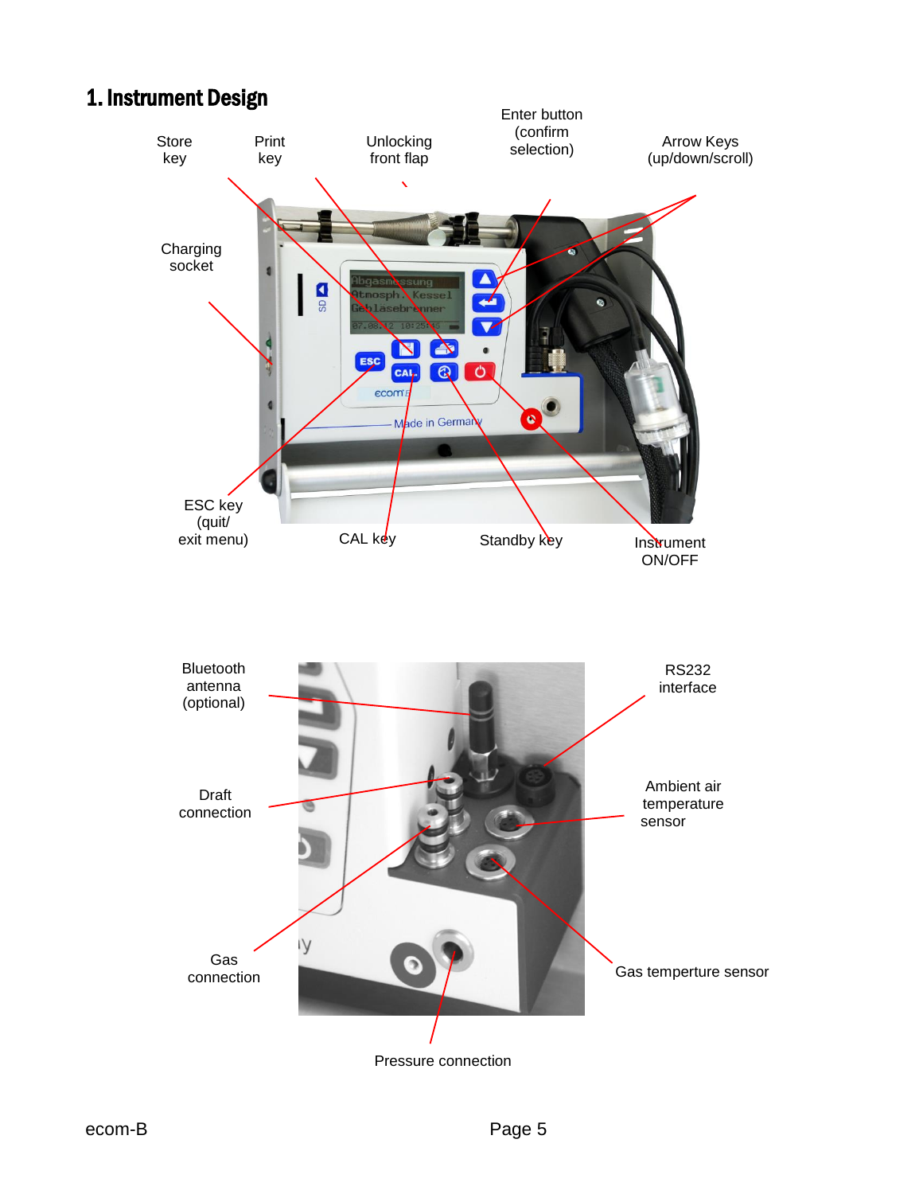# 1. Instrument Design

Store key

Print key

Unlocking front flap

Enter button (confirm selection)

Arrow Keys (up/down/scroll)

Charging socket

ESC key (quit/ exit menu)

CAL key

Standby key

Instrument ON/OFF

Bluetooth antenna (optional)

RS232 interface

Draft connection

Ambient air temperature sensor

Gas connection

Gas temperture sensor

Pressure connection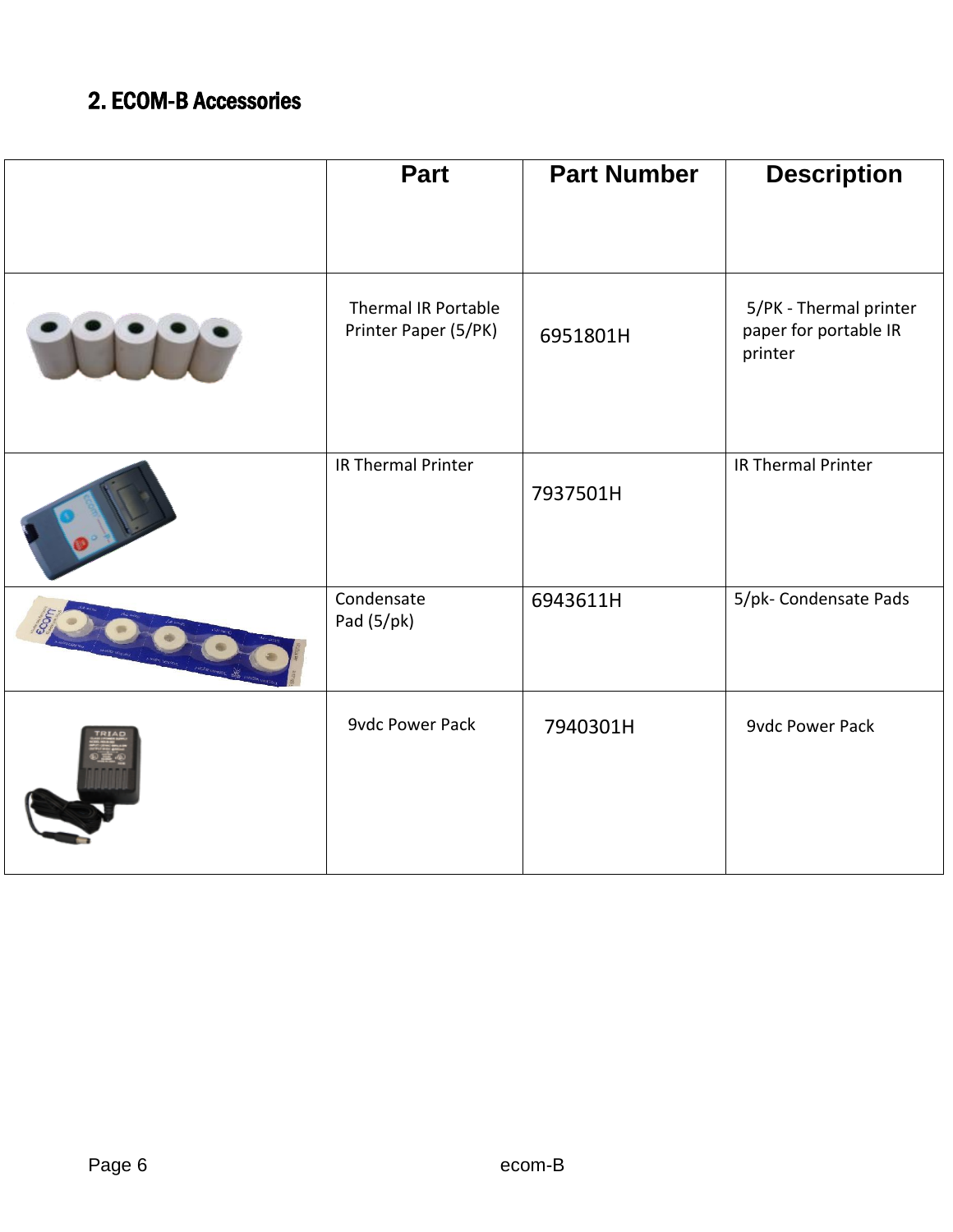## 2. ECOM-B Accessories

| | Part | Part Number | Description |
|---|---|---|---|
| | Thermal IR Portable Printer Paper (5/PK) | 6951801H | 5/PK - Thermal printer paper for portable IR printer |
| | IR Thermal Printer | 7937501H | IR Thermal Printer |
| | Condensate Pad (5/pk) | 6943611H | 5/pk- Condensate Pads |
| | 9vdc Power Pack | 7940301H | 9vdc Power Pack |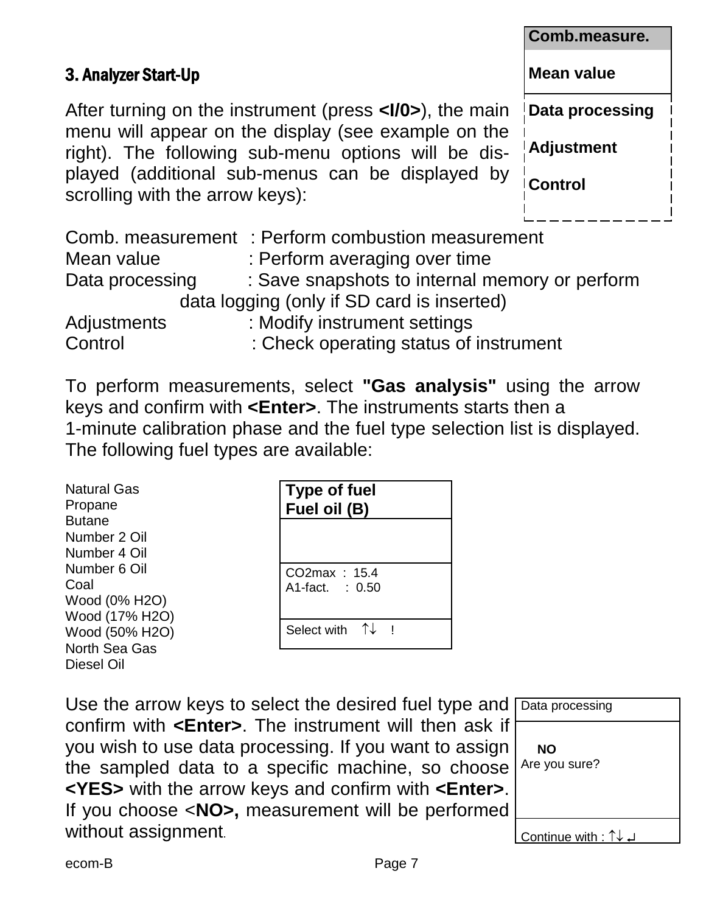## 3. Analyzer Start-Up

| Comb.measure. |
|---|
| Mean value |
| Data processing |
| Adjustment |
| Control |

After turning on the instrument (press **<I/0>**), the main menu will appear on the display (see example on the right). The following sub-menu options will be displayed (additional sub-menus can be displayed by scrolling with the arrow keys):

Comb. measurement : Perform combustion measurement
Mean value : Perform averaging over time
Data processing : Save snapshots to internal memory or perform data logging (only if SD card is inserted)
Adjustments : Modify instrument settings
Control : Check operating status of instrument

To perform measurements, select **"Gas analysis"** using the arrow keys and confirm with **<Enter>**. The instruments starts then a 1-minute calibration phase and the fuel type selection list is displayed. The following fuel types are available:

Natural Gas
Propane
Butane
Number 2 Oil
Number 4 Oil
Number 6 Oil
Coal
Wood (0% H2O)
Wood (17% H2O)
Wood (50% H2O)
North Sea Gas
Diesel Oil

| Type of fuel<br>Fuel oil (B) |
|---|
| |
| CO2max : 15.4<br>A1-fact. : 0.50 |
| Select with ↑↓ ! |

Use the arrow keys to select the desired fuel type and confirm with **<Enter>**. The instrument will then ask if you wish to use data processing. If you want to assign the sampled data to a specific machine, so choose **<YES>** with the arrow keys and confirm with **<Enter>**. If you choose <**NO>,** measurement will be performed without assignment.

| Data processing |
|---|
| **NO**<br>Are you sure? |
| Continue with : ↑↓ ↵ |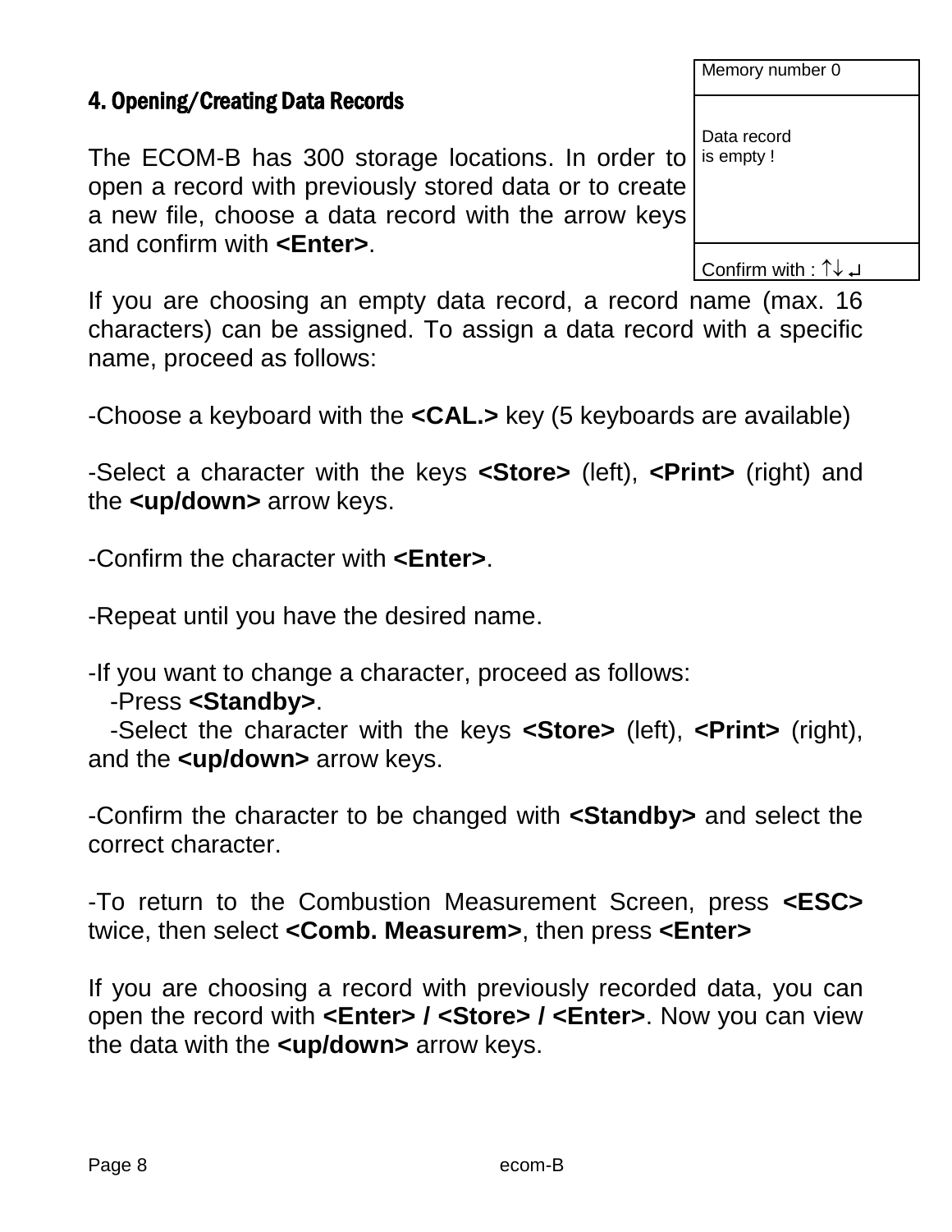## 4. Opening/Creating Data Records

| Memory number 0 |
|---|
| Data record is empty ! |
| Confirm with : ↑↓ ↵ |

The ECOM-B has 300 storage locations. In order to open a record with previously stored data or to create a new file, choose a data record with the arrow keys and confirm with **<Enter>**.

If you are choosing an empty data record, a record name (max. 16 characters) can be assigned. To assign a data record with a specific name, proceed as follows:

-Choose a keyboard with the **<CAL.>** key (5 keyboards are available)

-Select a character with the keys **<Store>** (left), **<Print>** (right) and the **<up/down>** arrow keys.

-Confirm the character with **<Enter>**.

-Repeat until you have the desired name.

-If you want to change a character, proceed as follows:
   -Press **<Standby>**.
   -Select the character with the keys **<Store>** (left), **<Print>** (right), and the **<up/down>** arrow keys.

-Confirm the character to be changed with **<Standby>** and select the correct character.

-To return to the Combustion Measurement Screen, press **<ESC>** twice, then select **<Comb. Measurem>**, then press **<Enter>**

If you are choosing a record with previously recorded data, you can open the record with **<Enter> / <Store> / <Enter>**. Now you can view the data with the **<up/down>** arrow keys.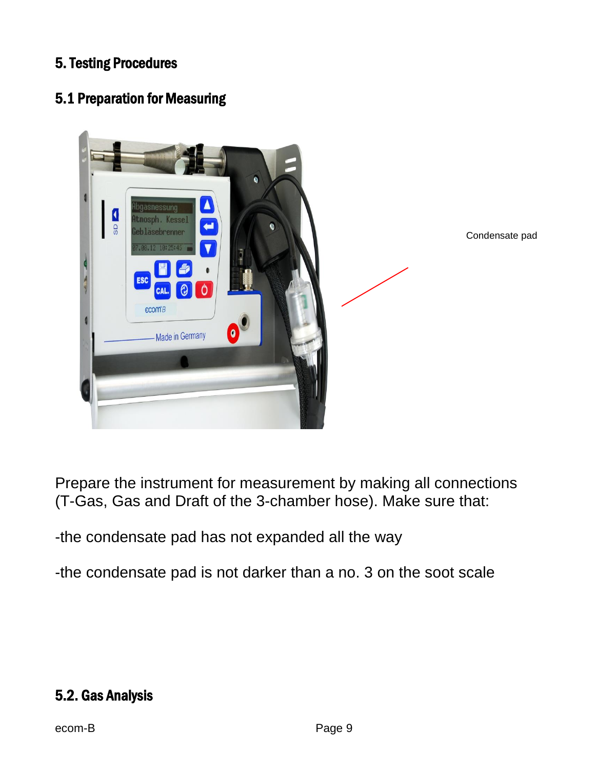# 5. Testing Procedures

## 5.1 Preparation for Measuring

Condensate pad

Prepare the instrument for measurement by making all connections (T-Gas, Gas and Draft of the 3-chamber hose). Make sure that:

-the condensate pad has not expanded all the way

-the condensate pad is not darker than a no. 3 on the soot scale

## 5.2. Gas Analysis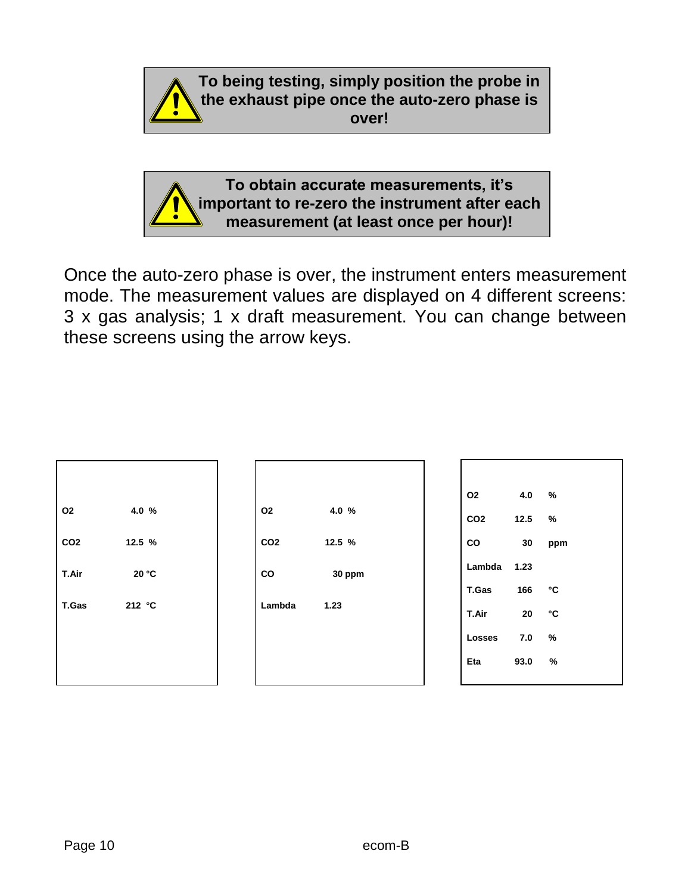**To being testing, simply position the probe in the exhaust pipe once the auto-zero phase is over!**

**To obtain accurate measurements, it's important to re-zero the instrument after each measurement (at least once per hour)!**

Once the auto-zero phase is over, the instrument enters measurement mode. The measurement values are displayed on 4 different screens: 3 x gas analysis; 1 x draft measurement. You can change between these screens using the arrow keys.

| | |
|---|---|
| **O2** | **4.0 %** |
| **CO2** | **12.5 %** |
| **T.Air** | **20 °C** |
| **T.Gas** | **212 °C** |

| | |
|---|---|
| **O2** | **4.0 %** |
| **CO2** | **12.5 %** |
| **CO** | **30 ppm** |
| **Lambda** | **1.23** |

| | | |
|---|---|---|
| **O2** | **4.0** | **%** |
| **CO2** | **12.5** | **%** |
| **CO** | **30** | **ppm** |
| **Lambda** | **1.23** | |
| **T.Gas** | **166** | **°C** |
| **T.Air** | **20** | **°C** |
| **Losses** | **7.0** | **%** |
| **Eta** | **93.0** | **%** |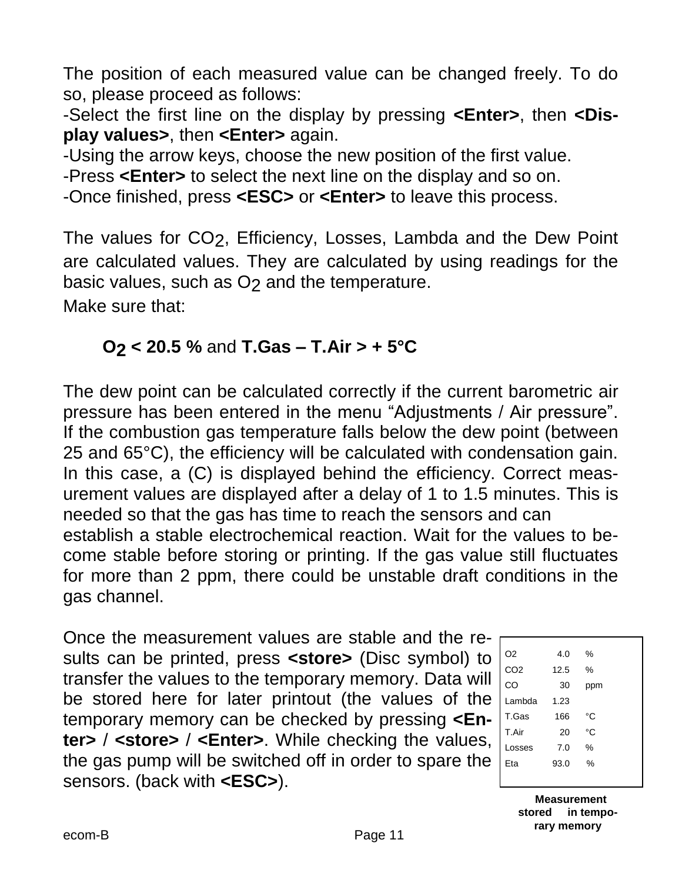The position of each measured value can be changed freely. To do so, please proceed as follows:

-Select the first line on the display by pressing **<Enter>**, then **<Display values>**, then **<Enter>** again.

-Using the arrow keys, choose the new position of the first value.

-Press **<Enter>** to select the next line on the display and so on.

-Once finished, press **<ESC>** or **<Enter>** to leave this process.

The values for $CO_2$, Efficiency, Losses, Lambda and the Dew Point are calculated values. They are calculated by using readings for the basic values, such as $O_2$ and the temperature.

Make sure that:

**$O_2$ < 20.5 %** and **T.Gas – T.Air > + 5°C**

The dew point can be calculated correctly if the current barometric air pressure has been entered in the menu “Adjustments / Air pressure”. If the combustion gas temperature falls below the dew point (between 25 and 65°C), the efficiency will be calculated with condensation gain. In this case, a (C) is displayed behind the efficiency. Correct measurement values are displayed after a delay of 1 to 1.5 minutes. This is needed so that the gas has time to reach the sensors and can establish a stable electrochemical reaction. Wait for the values to become stable before storing or printing. If the gas value still fluctuates for more than 2 ppm, there could be unstable draft conditions in the gas channel.

Once the measurement values are stable and the results can be printed, press **<store>** (Disc symbol) to transfer the values to the temporary memory. Data will be stored here for later printout (the values of the temporary memory can be checked by pressing **<Enter>** / **<store>** / **<Enter>**. While checking the values, the gas pump will be switched off in order to spare the sensors. (back with **<ESC>**).

| | | |
|---|---|---|
| O2 | 4.0 | % |
| CO2 | 12.5 | % |
| CO | 30 | ppm |
| Lambda | 1.23 | |
| T.Gas | 166 | °C |
| T.Air | 20 | °C |
| Losses | 7.0 | % |
| Eta | 93.0 | % |

**Measurement stored in temporary memory**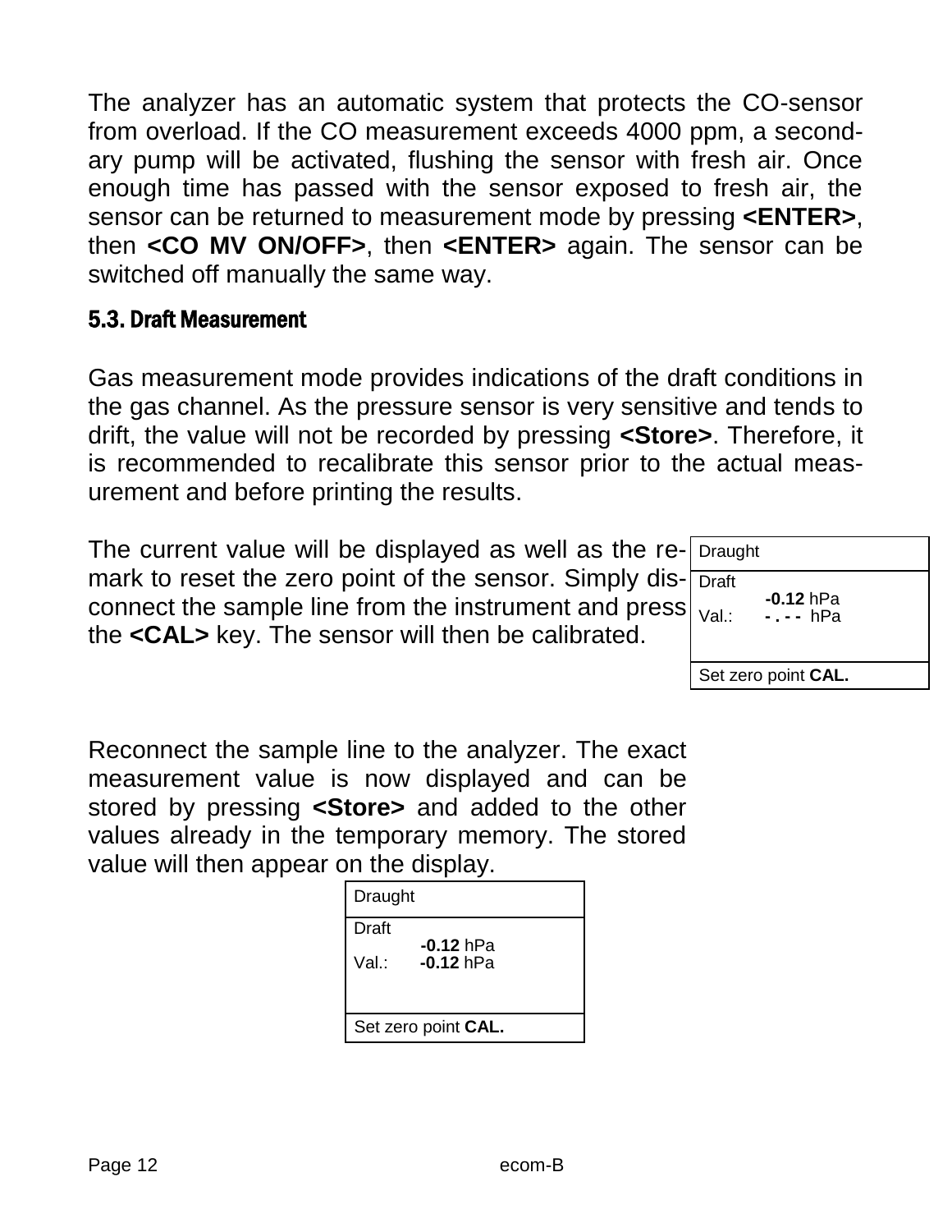The analyzer has an automatic system that protects the CO-sensor from overload. If the CO measurement exceeds 4000 ppm, a secondary pump will be activated, flushing the sensor with fresh air. Once enough time has passed with the sensor exposed to fresh air, the sensor can be returned to measurement mode by pressing **<ENTER>**, then **<CO MV ON/OFF>**, then **<ENTER>** again. The sensor can be switched off manually the same way.

## 5.3. Draft Measurement

Gas measurement mode provides indications of the draft conditions in the gas channel. As the pressure sensor is very sensitive and tends to drift, the value will not be recorded by pressing **<Store>**. Therefore, it is recommended to recalibrate this sensor prior to the actual measurement and before printing the results.

The current value will be displayed as well as the remark to reset the zero point of the sensor. Simply disconnect the sample line from the instrument and press the **<CAL>** key. The sensor will then be calibrated.

| Draught |
|---|
| Draft **-0.12** hPa<br>Val.: **- . - -** hPa |
| Set zero point **CAL.** |

Reconnect the sample line to the analyzer. The exact measurement value is now displayed and can be stored by pressing **<Store>** and added to the other values already in the temporary memory. The stored value will then appear on the display.

| Draught |
|---|
| Draft **-0.12** hPa<br>Val.: **-0.12** hPa |
| Set zero point **CAL.** |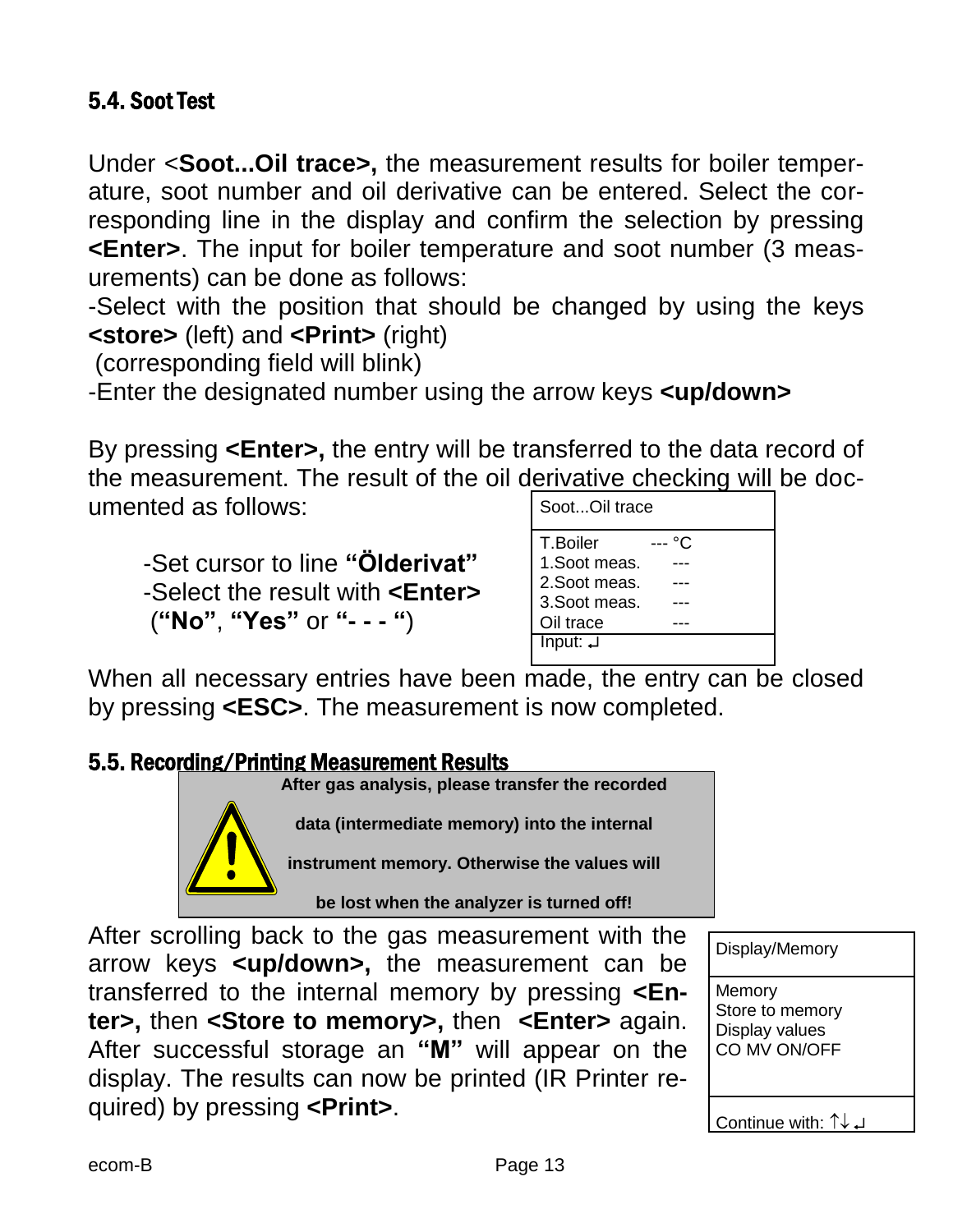## 5.4. Soot Test

Under <**Soot...Oil trace>,** the measurement results for boiler temperature, soot number and oil derivative can be entered. Select the corresponding line in the display and confirm the selection by pressing **<Enter>**. The input for boiler temperature and soot number (3 measurements) can be done as follows:

-Select with the position that should be changed by using the keys **<store>** (left) and **<Print>** (right)
(corresponding field will blink)

-Enter the designated number using the arrow keys **<up/down>**

By pressing **<Enter>,** the entry will be transferred to the data record of the measurement. The result of the oil derivative checking will be documented as follows:

-Set cursor to line **"Ölderivat"**
-Select the result with **<Enter>**
(**"No"**, **"Yes"** or **"- - - "**)

```
Soot...Oil trace

T.Boiler        --- °C
1.Soot meas.    ---
2.Soot meas.    ---
3.Soot meas.    ---
Oil trace       ---
Input: ↵
```

When all necessary entries have been made, the entry can be closed by pressing **<ESC>**. The measurement is now completed.

## 5.5. Recording/Printing Measurement Results

**After gas analysis, please transfer the recorded data (intermediate memory) into the internal instrument memory. Otherwise the values will be lost when the analyzer is turned off!**

After scrolling back to the gas measurement with the arrow keys **<up/down>,** the measurement can be transferred to the internal memory by pressing **<Enter>,** then **<Store to memory>,** then **<Enter>** again. After successful storage an **"M"** will appear on the display. The results can now be printed (IR Printer required) by pressing **<Print>**.

```
Display/Memory

Memory
Store to memory
Display values
CO MV ON/OFF

Continue with: ↑↓↵
```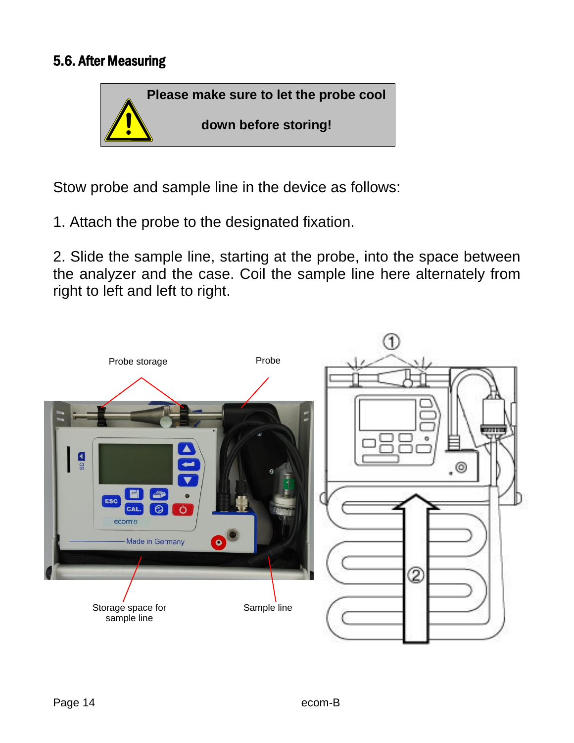## 5.6. After Measuring

> **Please make sure to let the probe cool down before storing!**

Stow probe and sample line in the device as follows:

1. Attach the probe to the designated fixation.

2. Slide the sample line, starting at the probe, into the space between the analyzer and the case. Coil the sample line here alternately from right to left and left to right.

Probe storage

Probe

Storage space for sample line

Sample line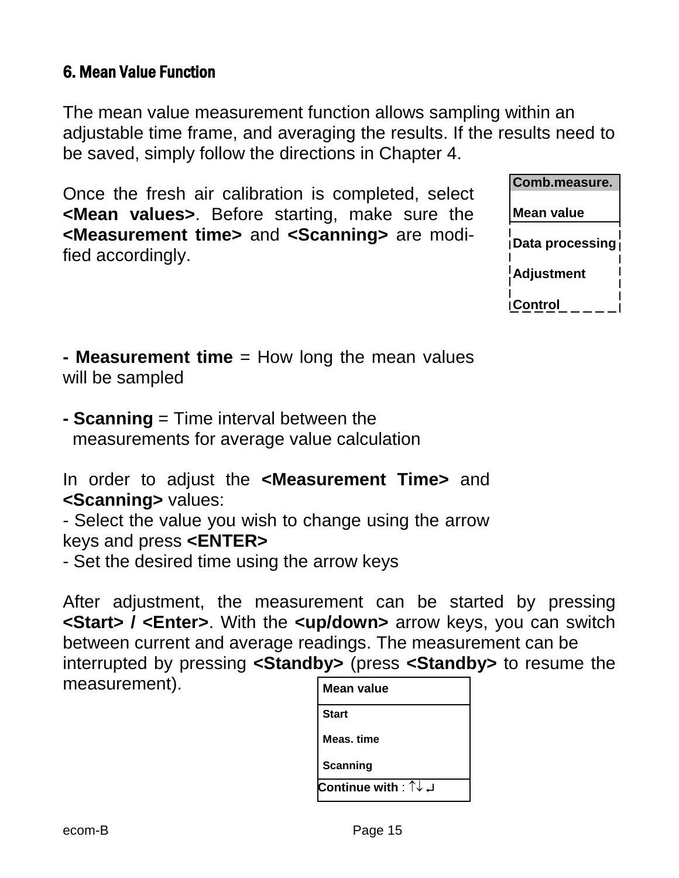## 6. Mean Value Function

The mean value measurement function allows sampling within an adjustable time frame, and averaging the results. If the results need to be saved, simply follow the directions in Chapter 4.

Once the fresh air calibration is completed, select **<Mean values>**. Before starting, make sure the **<Measurement time>** and **<Scanning>** are modified accordingly.

| **Comb.measure.** |
|---|
| **Mean value** |
| **Data processing** |
| **Adjustment** |
| **Control** |

**- Measurement time** = How long the mean values will be sampled

**- Scanning** = Time interval between the measurements for average value calculation

In order to adjust the **<Measurement Time>** and **<Scanning>** values:
- Select the value you wish to change using the arrow keys and press **<ENTER>**
- Set the desired time using the arrow keys

After adjustment, the measurement can be started by pressing **<Start> / <Enter>**. With the **<up/down>** arrow keys, you can switch between current and average readings. The measurement can be interrupted by pressing **<Standby>** (press **<Standby>** to resume the measurement).

| **Mean value** |
|---|
| **Start** |
| **Meas. time** |
| **Scanning** |
| **Continue with** : ↑↓ ↵ |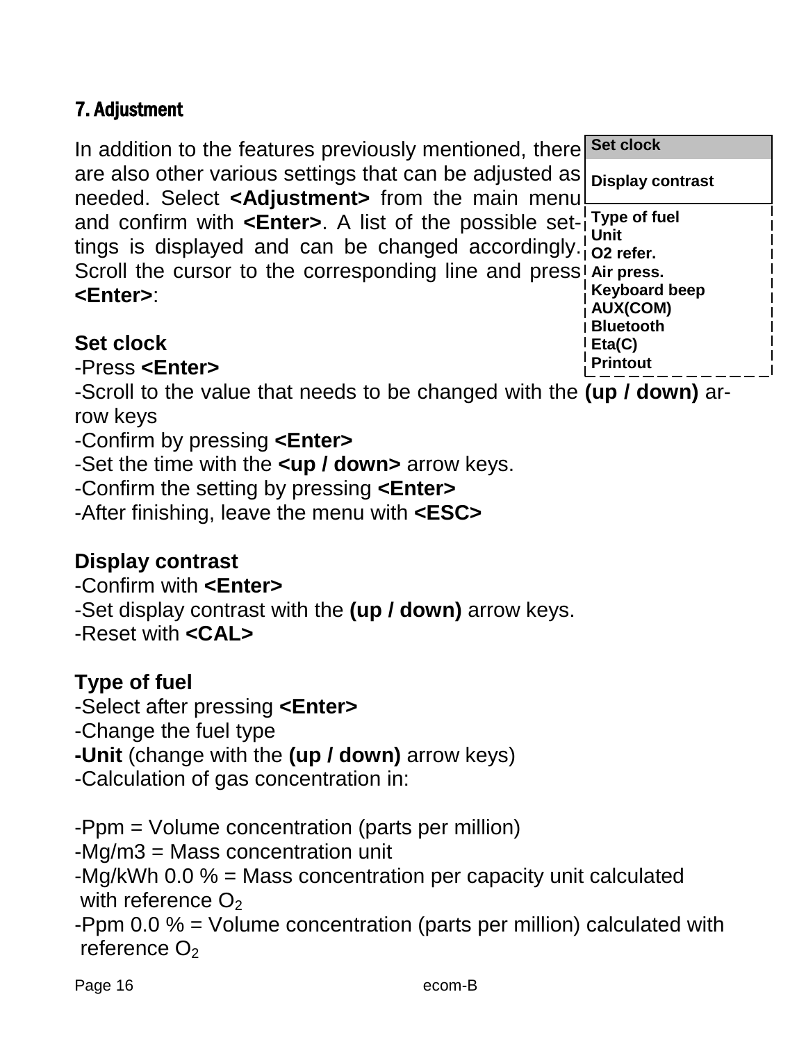## 7. Adjustment

In addition to the features previously mentioned, there are also other various settings that can be adjusted as needed. Select **<Adjustment>** from the main menu and confirm with **<Enter>**. A list of the possible settings is displayed and can be changed accordingly. Scroll the cursor to the corresponding line and press **<Enter>**:

| Set clock |
|---|
| Display contrast |
| Type of fuel |
| Unit |
| O2 refer. |
| Air press. |
| Keyboard beep |
| AUX(COM) |
| Bluetooth |
| Eta(C) |
| Printout |

**Set clock**

-Press **<Enter>**

-Scroll to the value that needs to be changed with the **(up / down)** arrow keys

-Confirm by pressing **<Enter>**

-Set the time with the **<up / down>** arrow keys.

-Confirm the setting by pressing **<Enter>**

-After finishing, leave the menu with **<ESC>**

**Display contrast**

-Confirm with **<Enter>**

-Set display contrast with the **(up / down)** arrow keys.

-Reset with **<CAL>**

**Type of fuel**

-Select after pressing **<Enter>**

-Change the fuel type

**-Unit** (change with the **(up / down)** arrow keys)

-Calculation of gas concentration in:

-Ppm = Volume concentration (parts per million)

-Mg/m3 = Mass concentration unit

-Mg/kWh 0.0 % = Mass concentration per capacity unit calculated with reference $O_2$

-Ppm 0.0 % = Volume concentration (parts per million) calculated with reference $O_2$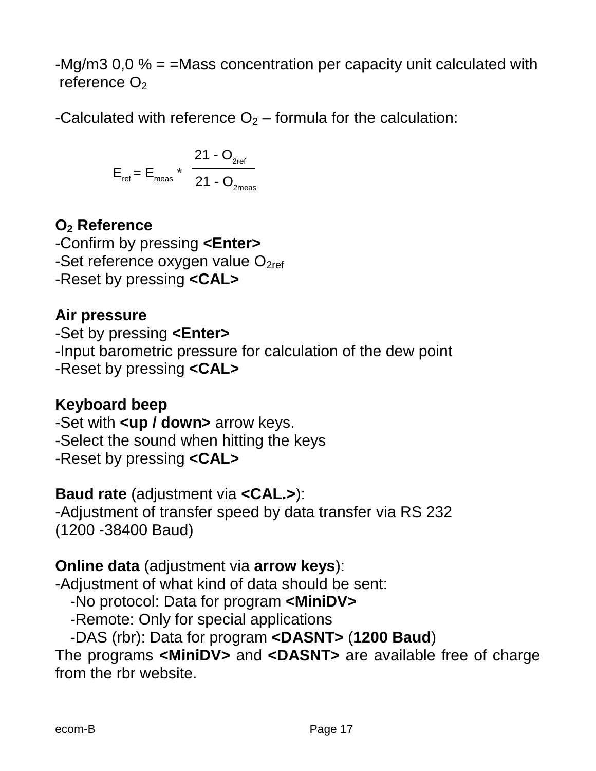-Mg/m3 0,0 % = =Mass concentration per capacity unit calculated with reference $O_2$

-Calculated with reference $O_2$ – formula for the calculation:

$$E_{ref} = E_{meas} * \frac{21 - O_{2ref}}{21 - O_{2meas}}$$

**$O_2$ Reference**
-Confirm by pressing **<Enter>**
-Set reference oxygen value $O_{2ref}$
-Reset by pressing **<CAL>**

**Air pressure**
-Set by pressing **<Enter>**
-Input barometric pressure for calculation of the dew point
-Reset by pressing **<CAL>**

**Keyboard beep**
-Set with **<up / down>** arrow keys.
-Select the sound when hitting the keys
-Reset by pressing **<CAL>**

**Baud rate** (adjustment via **<CAL.>**):
-Adjustment of transfer speed by data transfer via RS 232 (1200 -38400 Baud)

**Online data** (adjustment via **arrow keys**):
-Adjustment of what kind of data should be sent:
 -No protocol: Data for program **<MiniDV>**
 -Remote: Only for special applications
 -DAS (rbr): Data for program **<DASNT>** (**1200 Baud**)
The programs **<MiniDV>** and **<DASNT>** are available free of charge from the rbr website.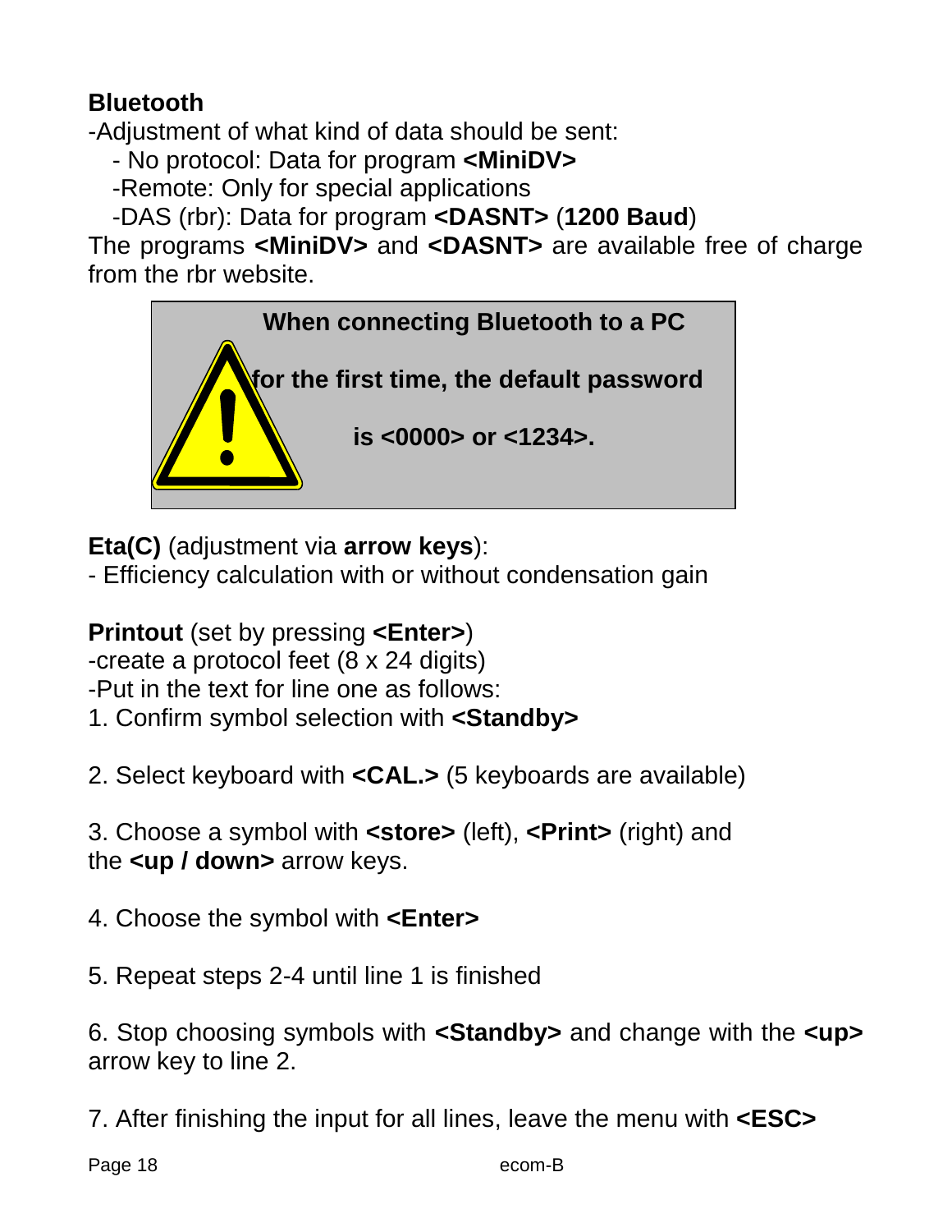**Bluetooth**

-Adjustment of what kind of data should be sent:

- No protocol: Data for program **<MiniDV>**
- Remote: Only for special applications
- DAS (rbr): Data for program **<DASNT>** (**1200 Baud**)

The programs **<MiniDV>** and **<DASNT>** are available free of charge from the rbr website.

> **When connecting Bluetooth to a PC for the first time, the default password is <0000> or <1234>.**

**Eta(C)** (adjustment via **arrow keys**):

- Efficiency calculation with or without condensation gain

**Printout** (set by pressing **<Enter>**)

-create a protocol feet (8 x 24 digits)

-Put in the text for line one as follows:

1. Confirm symbol selection with **<Standby>**

2. Select keyboard with **<CAL.>** (5 keyboards are available)

3. Choose a symbol with **<store>** (left), **<Print>** (right) and the **<up / down>** arrow keys.

4. Choose the symbol with **<Enter>**

5. Repeat steps 2-4 until line 1 is finished

6. Stop choosing symbols with **<Standby>** and change with the **<up>** arrow key to line 2.

7. After finishing the input for all lines, leave the menu with **<ESC>**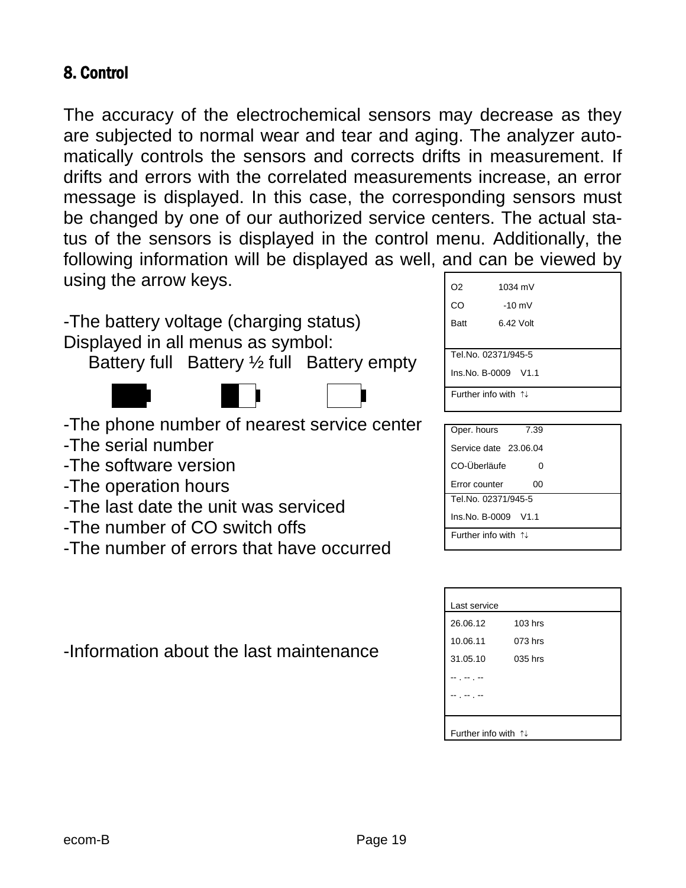## 8. Control

The accuracy of the electrochemical sensors may decrease as they are subjected to normal wear and tear and aging. The analyzer automatically controls the sensors and corrects drifts in measurement. If drifts and errors with the correlated measurements increase, an error message is displayed. In this case, the corresponding sensors must be changed by one of our authorized service centers. The actual status of the sensors is displayed in the control menu. Additionally, the following information will be displayed as well, and can be viewed by using the arrow keys.

```
O2        1034 mV
CO         -10 mV
Batt      6.42 Volt

Tel.No. 02371/945-5
Ins.No. B-0009   V1.1
Further info with ↑↓
```

-The battery voltage (charging status)
Displayed in all menus as symbol:
Battery full   Battery ½ full   Battery empty

-The phone number of nearest service center
-The serial number
-The software version
-The operation hours
-The last date the unit was serviced
-The number of CO switch offs
-The number of errors that have occurred

```
Oper. hours        7.39
Service date  23.06.04
CO-Überläufe          0
Error counter        00
Tel.No. 02371/945-5
Ins.No. B-0009   V1.1
Further info with ↑↓
```

-Information about the last maintenance

```
Last service
26.06.12      103 hrs
10.06.11      073 hrs
31.05.10      035 hrs
-- . -- . --
-- . -- . --

Further info with ↑↓
```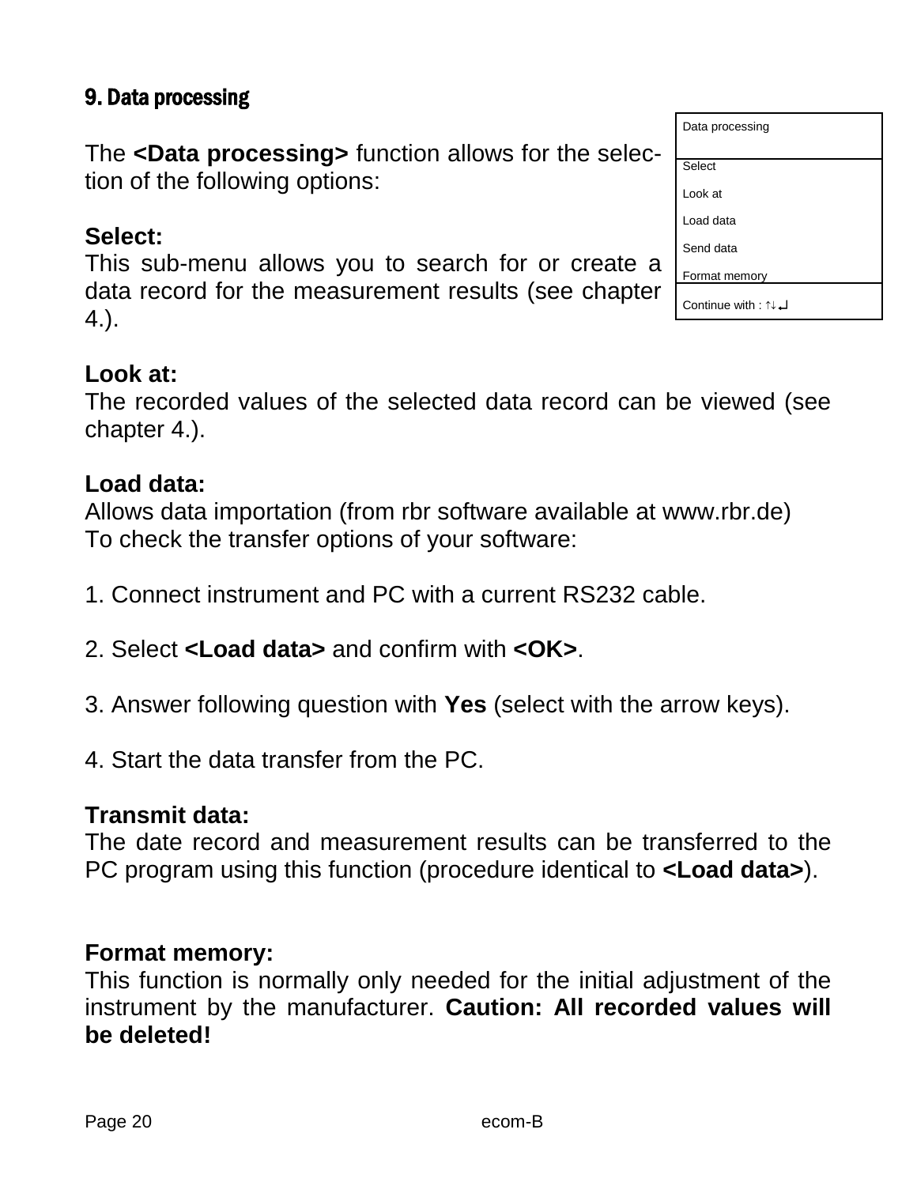## 9. Data processing

| Data processing |
| --- |
| Select |
| Look at |
| Load data |
| Send data |
| Format memory |
| Continue with : ↑↓↵ |

The **<Data processing>** function allows for the selection of the following options:

**Select:**
This sub-menu allows you to search for or create a data record for the measurement results (see chapter 4.).

**Look at:**
The recorded values of the selected data record can be viewed (see chapter 4.).

**Load data:**
Allows data importation (from rbr software available at www.rbr.de)
To check the transfer options of your software:

1. Connect instrument and PC with a current RS232 cable.

2. Select **<Load data>** and confirm with **<OK>**.

3. Answer following question with **Yes** (select with the arrow keys).

4. Start the data transfer from the PC.

**Transmit data:**
The date record and measurement results can be transferred to the PC program using this function (procedure identical to **<Load data>**).

**Format memory:**
This function is normally only needed for the initial adjustment of the instrument by the manufacturer. **Caution: All recorded values will be deleted!**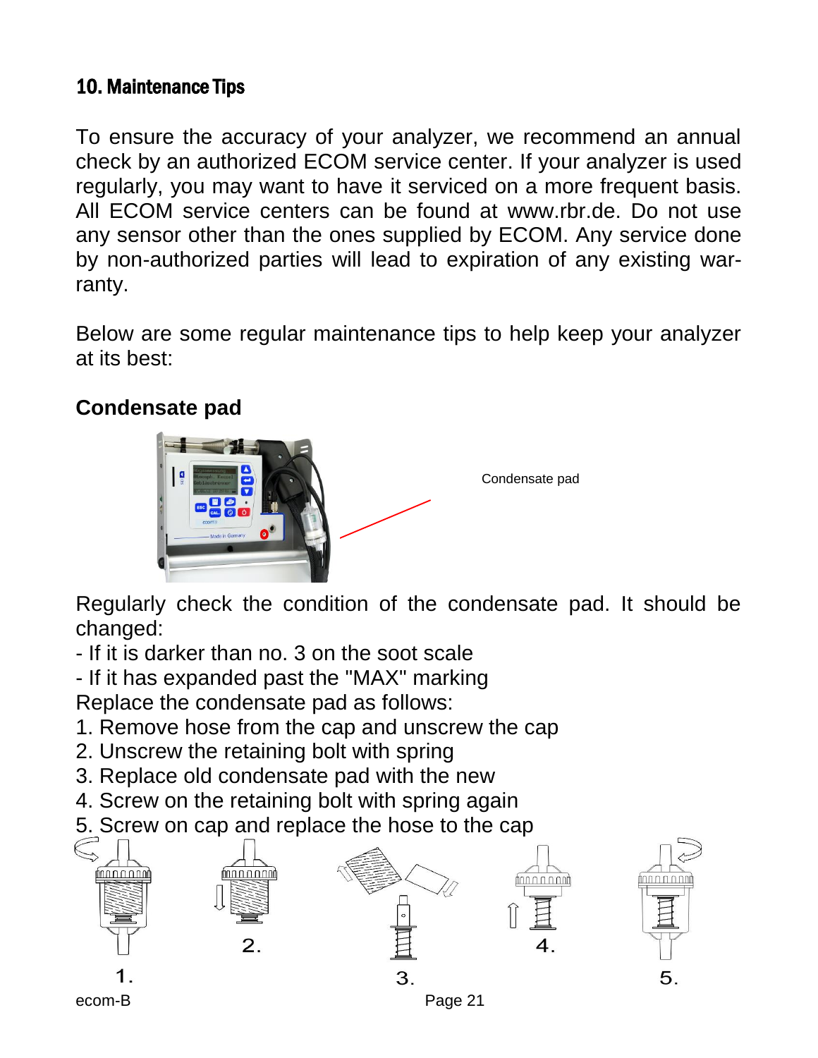## 10. Maintenance Tips

To ensure the accuracy of your analyzer, we recommend an annual check by an authorized ECOM service center. If your analyzer is used regularly, you may want to have it serviced on a more frequent basis. All ECOM service centers can be found at www.rbr.de. Do not use any sensor other than the ones supplied by ECOM. Any service done by non-authorized parties will lead to expiration of any existing warranty.

Below are some regular maintenance tips to help keep your analyzer at its best:

### Condensate pad

Condensate pad

Regularly check the condition of the condensate pad. It should be changed:

- If it is darker than no. 3 on the soot scale
- If it has expanded past the "MAX" marking

Replace the condensate pad as follows:

1. Remove hose from the cap and unscrew the cap
2. Unscrew the retaining bolt with spring
3. Replace old condensate pad with the new
4. Screw on the retaining bolt with spring again
5. Screw on cap and replace the hose to the cap

1. 2. 3. 4. 5.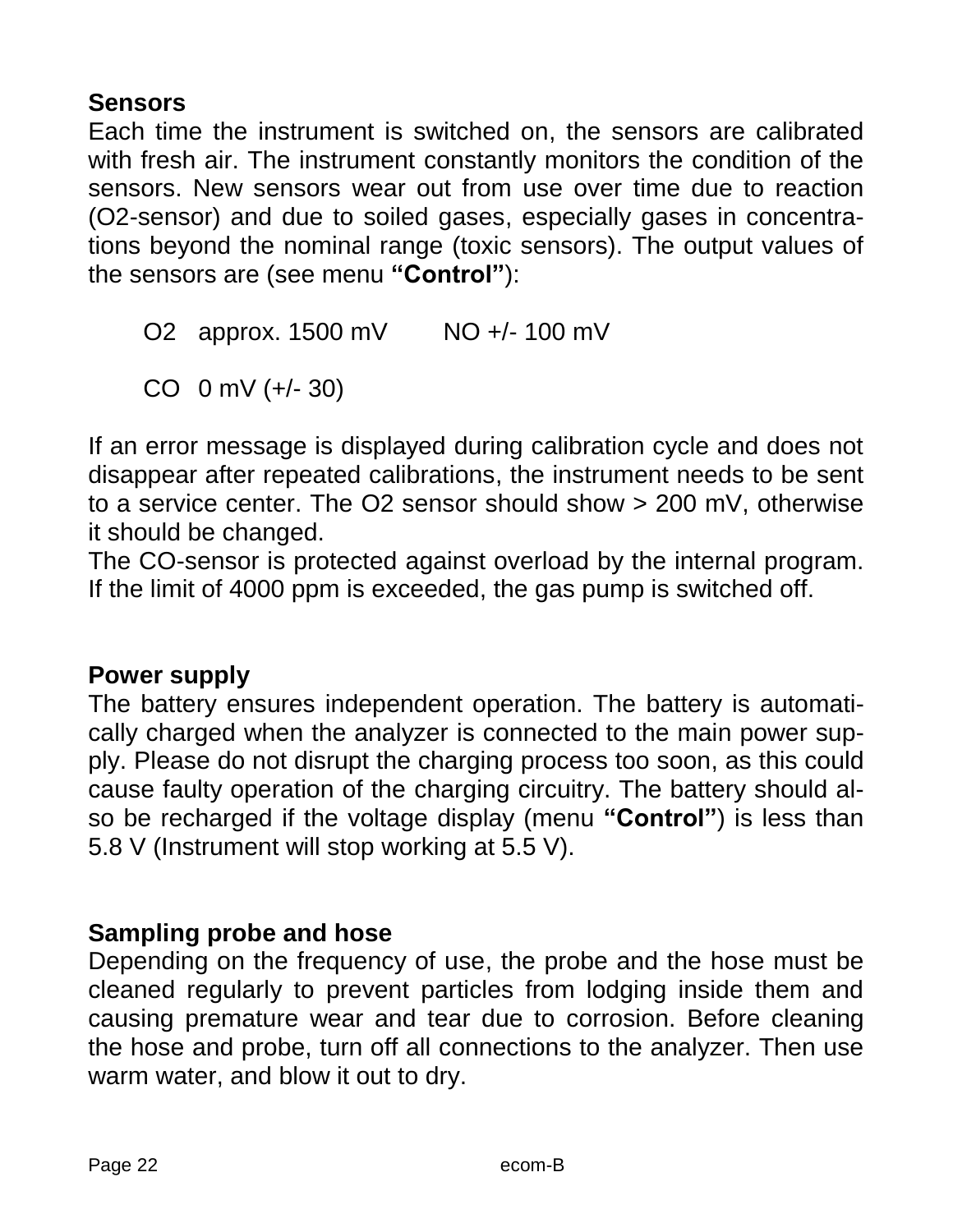**Sensors**

Each time the instrument is switched on, the sensors are calibrated with fresh air. The instrument constantly monitors the condition of the sensors. New sensors wear out from use over time due to reaction ($O_2$-sensor) and due to soiled gases, especially gases in concentrations beyond the nominal range (toxic sensors). The output values of the sensors are (see menu **"Control"**):

$O_2$   approx. 1500 mV        NO +/- 100 mV

CO   0 mV (+/- 30)

If an error message is displayed during calibration cycle and does not disappear after repeated calibrations, the instrument needs to be sent to a service center. The $O_2$ sensor should show > 200 mV, otherwise it should be changed.

The CO-sensor is protected against overload by the internal program. If the limit of 4000 ppm is exceeded, the gas pump is switched off.

**Power supply**

The battery ensures independent operation. The battery is automatically charged when the analyzer is connected to the main power supply. Please do not disrupt the charging process too soon, as this could cause faulty operation of the charging circuitry. The battery should also be recharged if the voltage display (menu **"Control"**) is less than 5.8 V (Instrument will stop working at 5.5 V).

**Sampling probe and hose**

Depending on the frequency of use, the probe and the hose must be cleaned regularly to prevent particles from lodging inside them and causing premature wear and tear due to corrosion. Before cleaning the hose and probe, turn off all connections to the analyzer. Then use warm water, and blow it out to dry.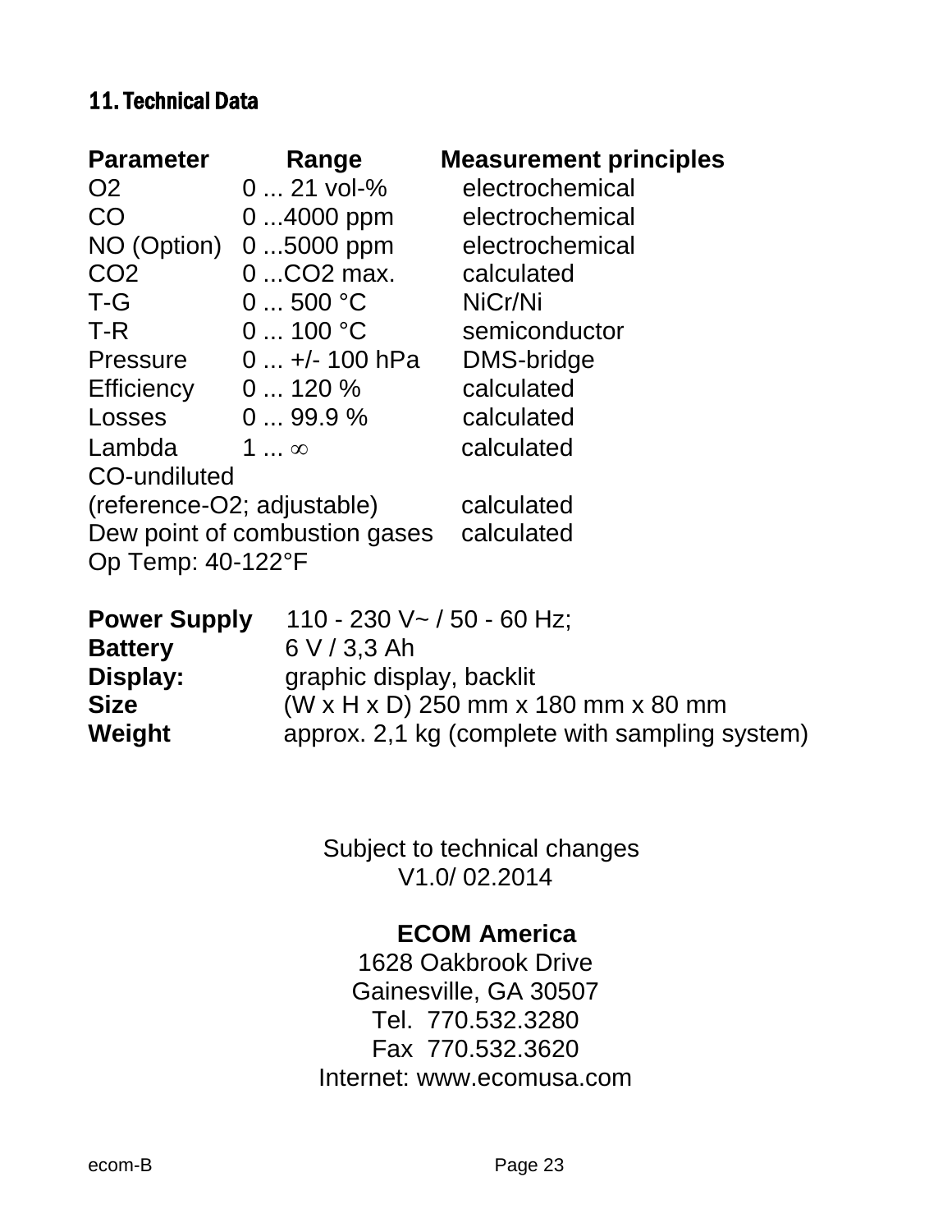## 11. Technical Data

| Parameter | Range | Measurement principles |
|---|---|---|
| $O_2$ | 0 ... 21 vol-% | electrochemical |
| CO | 0 ...4000 ppm | electrochemical |
| NO (Option) | 0 ...5000 ppm | electrochemical |
| $CO_2$ | 0 ...$CO_2$ max. | calculated |
| T-G | 0 ... 500 °C | NiCr/Ni |
| T-R | 0 ... 100 °C | semiconductor |
| Pressure | 0 ... +/- 100 hPa | DMS-bridge |
| Efficiency | 0 ... 120 % | calculated |
| Losses | 0 ... 99.9 % | calculated |
| Lambda | 1 ... $\infty$ | calculated |
| CO-undiluted (reference-$O_2$; adjustable) | | calculated |
| Dew point of combustion gases | | calculated |
| Op Temp: 40-122°F | | |

**Power Supply** 110 - 230 V~ / 50 - 60 Hz;
**Battery** 6 V / 3,3 Ah
**Display:** graphic display, backlit
**Size** (W x H x D) 250 mm x 180 mm x 80 mm
**Weight** approx. 2,1 kg (complete with sampling system)

Subject to technical changes
V1.0/ 02.2014

**ECOM America**
1628 Oakbrook Drive
Gainesville, GA 30507
Tel. 770.532.3280
Fax 770.532.3620
Internet: www.ecomusa.com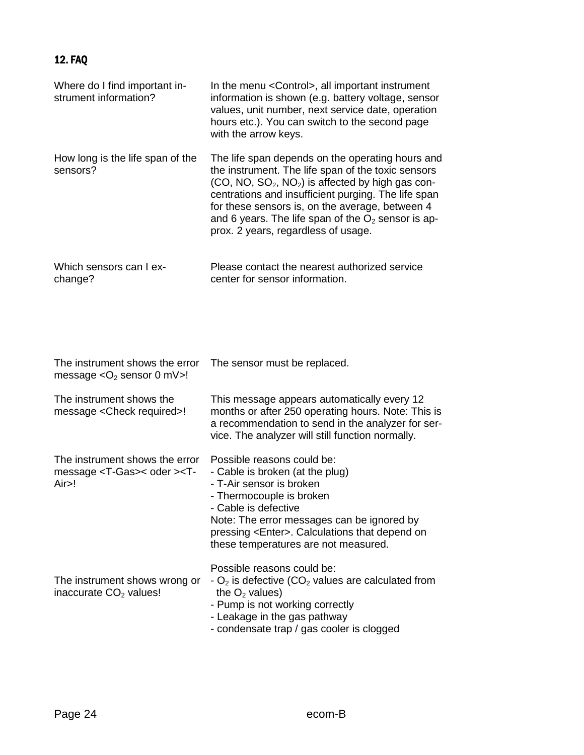## 12. FAQ

| | |
|---|---|
| Where do I find important instrument information? | In the menu <Control>, all important instrument information is shown (e.g. battery voltage, sensor values, unit number, next service date, operation hours etc.). You can switch to the second page with the arrow keys. |
| How long is the life span of the sensors? | The life span depends on the operating hours and the instrument. The life span of the toxic sensors (CO, NO, $SO_2$, $NO_2$) is affected by high gas concentrations and insufficient purging. The life span for these sensors is, on the average, between 4 and 6 years. The life span of the $O_2$ sensor is approx. 2 years, regardless of usage. |
| Which sensors can I exchange? | Please contact the nearest authorized service center for sensor information. |
| The instrument shows the error message <$O_2$ sensor 0 mV>! | The sensor must be replaced. |
| The instrument shows the message <Check required>! | This message appears automatically every 12 months or after 250 operating hours. Note: This is a recommendation to send in the analyzer for service. The analyzer will still function normally. |
| The instrument shows the error message <T-Gas>< oder ><T-Air>! | Possible reasons could be:<br>- Cable is broken (at the plug)<br>- T-Air sensor is broken<br>- Thermocouple is broken<br>- Cable is defective<br>Note: The error messages can be ignored by pressing <Enter>. Calculations that depend on these temperatures are not measured. |
| The instrument shows wrong or inaccurate $CO_2$ values! | Possible reasons could be:<br>- $O_2$ is defective ($CO_2$ values are calculated from the $O_2$ values)<br>- Pump is not working correctly<br>- Leakage in the gas pathway<br>- condensate trap / gas cooler is clogged |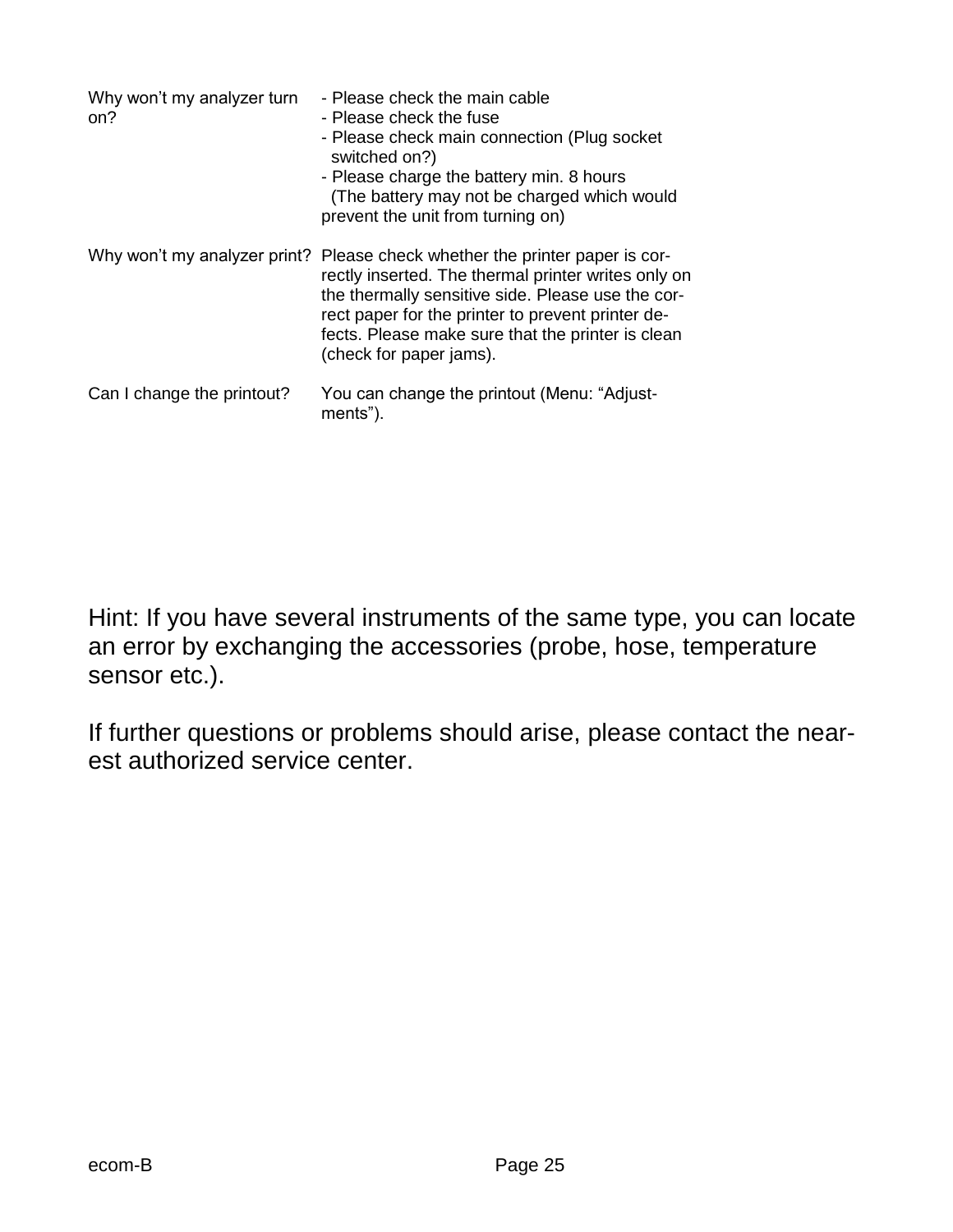| | |
|---|---|
| Why won't my analyzer turn on? | - Please check the main cable<br>- Please check the fuse<br>- Please check main connection (Plug socket switched on?)<br>- Please charge the battery min. 8 hours (The battery may not be charged which would prevent the unit from turning on) |
| Why won't my analyzer print? | Please check whether the printer paper is correctly inserted. The thermal printer writes only on the thermally sensitive side. Please use the correct paper for the printer to prevent printer defects. Please make sure that the printer is clean (check for paper jams). |
| Can I change the printout? | You can change the printout (Menu: "Adjustments"). |

Hint: If you have several instruments of the same type, you can locate an error by exchanging the accessories (probe, hose, temperature sensor etc.).

If further questions or problems should arise, please contact the nearest authorized service center.